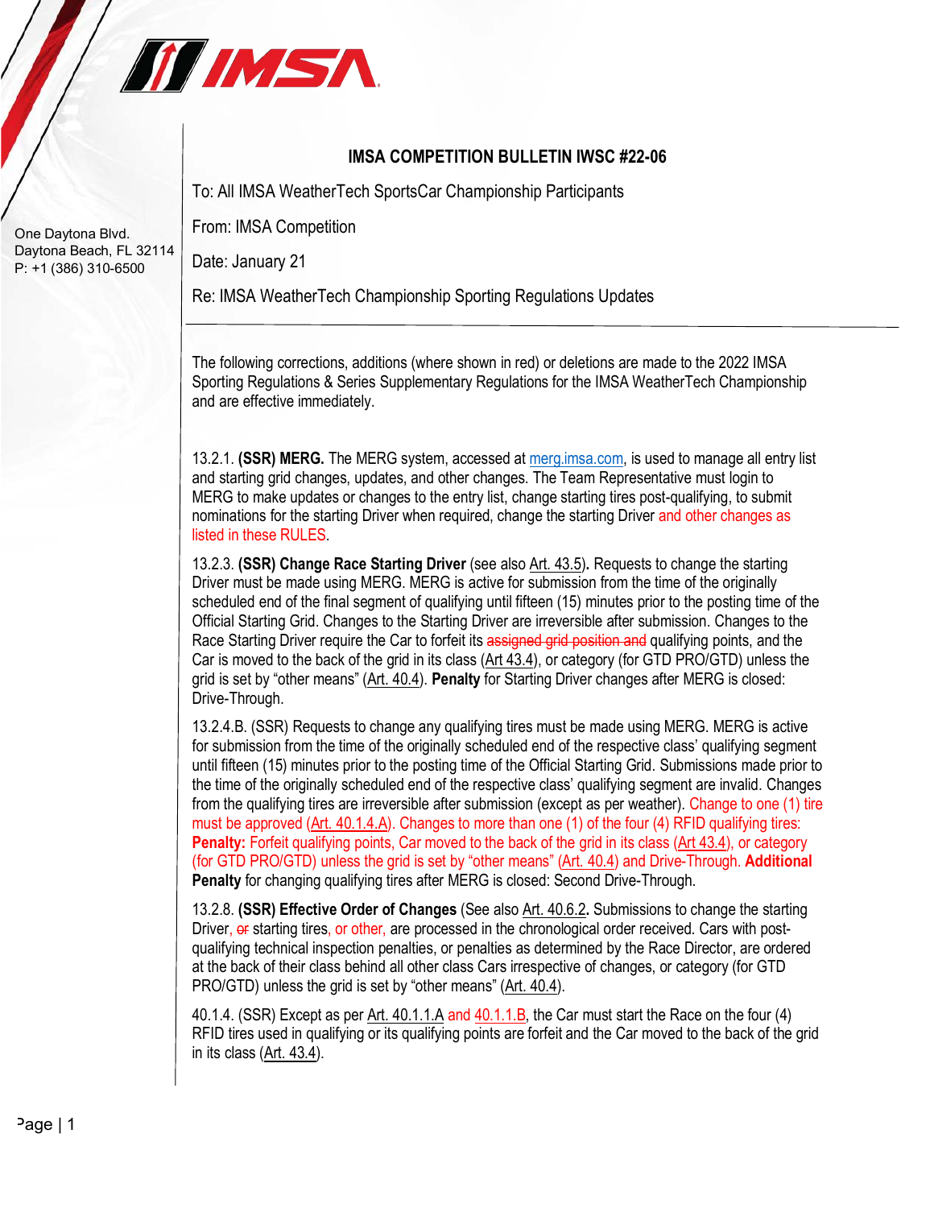IMSA

One Daytona Blvd.
Daytona Beach, FL 32114
P: +1 (386) 310-6500

# IMSA COMPETITION BULLETIN IWSC #22-06

To: All IMSA WeatherTech SportsCar Championship Participants

From: IMSA Competition

Date: January 21

Re: IMSA WeatherTech Championship Sporting Regulations Updates

---

The following corrections, additions (where shown in red) or deletions are made to the 2022 IMSA Sporting Regulations & Series Supplementary Regulations for the IMSA WeatherTech Championship and are effective immediately.

13.2.1. **(SSR) MERG.** The MERG system, accessed at merg.imsa.com, is used to manage all entry list and starting grid changes, updates, and other changes. The Team Representative must login to MERG to make updates or changes to the entry list, change starting tires post-qualifying, to submit nominations for the starting Driver when required, change the starting Driver and other changes as listed in these RULES.

13.2.3. **(SSR) Change Race Starting Driver** (see also Art. 43.5)**.** Requests to change the starting Driver must be made using MERG. MERG is active for submission from the time of the originally scheduled end of the final segment of qualifying until fifteen (15) minutes prior to the posting time of the Official Starting Grid. Changes to the Starting Driver are irreversible after submission. Changes to the Race Starting Driver require the Car to forfeit its ~~assigned grid position and~~ qualifying points, and the Car is moved to the back of the grid in its class (Art 43.4), or category (for GTD PRO/GTD) unless the grid is set by "other means" (Art. 40.4). **Penalty** for Starting Driver changes after MERG is closed: Drive-Through.

13.2.4.B. (SSR) Requests to change any qualifying tires must be made using MERG. MERG is active for submission from the time of the originally scheduled end of the respective class' qualifying segment until fifteen (15) minutes prior to the posting time of the Official Starting Grid. Submissions made prior to the time of the originally scheduled end of the respective class' qualifying segment are invalid. Changes from the qualifying tires are irreversible after submission (except as per weather). Change to one (1) tire must be approved (Art. 40.1.4.A). Changes to more than one (1) of the four (4) RFID qualifying tires: **Penalty:** Forfeit qualifying points, Car moved to the back of the grid in its class (Art 43.4), or category (for GTD PRO/GTD) unless the grid is set by "other means" (Art. 40.4) and Drive-Through. **Additional Penalty** for changing qualifying tires after MERG is closed: Second Drive-Through.

13.2.8. **(SSR) Effective Order of Changes** (See also Art. 40.6.2**.** Submissions to change the starting Driver, ~~or~~ starting tires, or other, are processed in the chronological order received. Cars with post-qualifying technical inspection penalties, or penalties as determined by the Race Director, are ordered at the back of their class behind all other class Cars irrespective of changes, or category (for GTD PRO/GTD) unless the grid is set by "other means" (Art. 40.4).

40.1.4. (SSR) Except as per Art. 40.1.1.A and 40.1.1.B, the Car must start the Race on the four (4) RFID tires used in qualifying or its qualifying points are forfeit and the Car moved to the back of the grid in its class (Art. 43.4).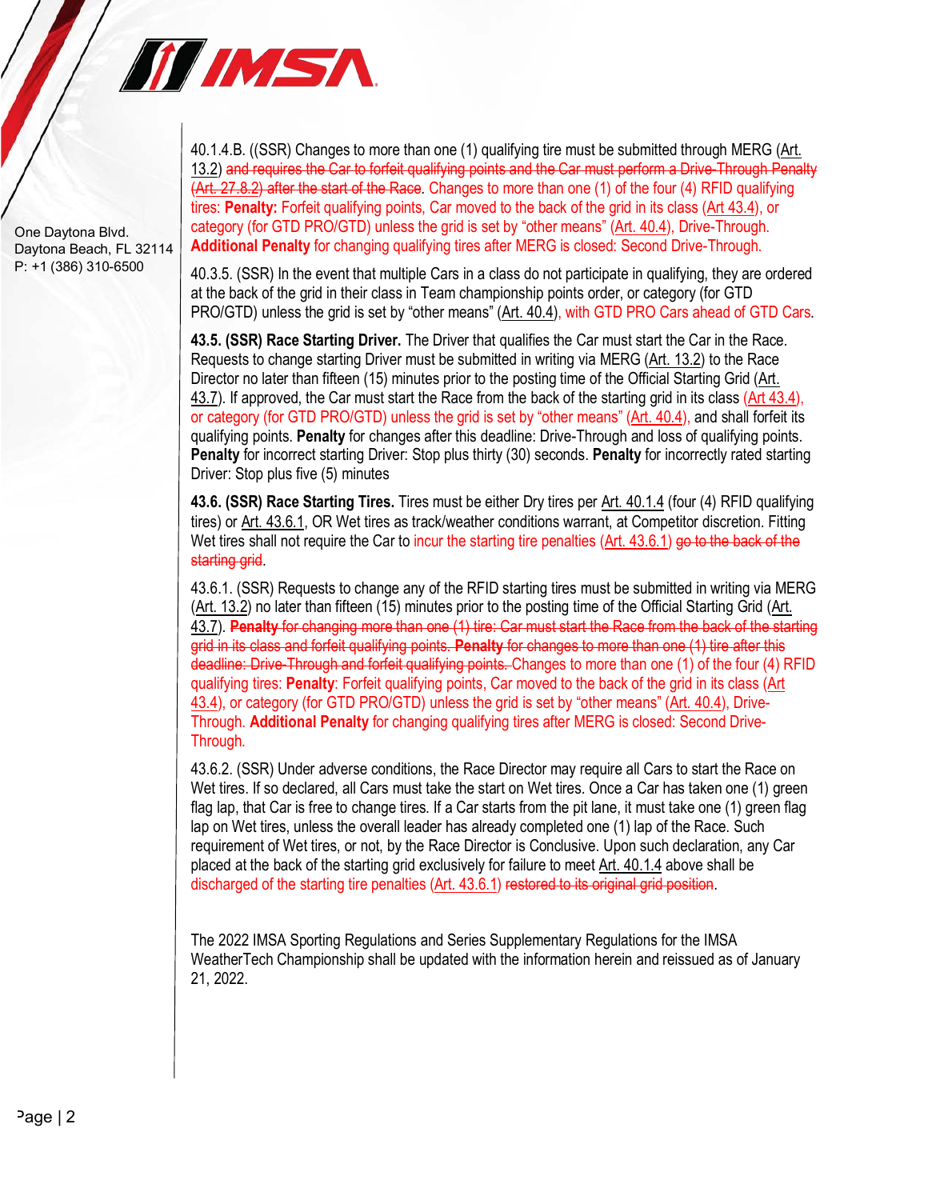One Daytona Blvd.
Daytona Beach, FL 32114
P: +1 (386) 310-6500

40.1.4.B. ((SSR) Changes to more than one (1) qualifying tire must be submitted through MERG (Art. 13.2) ~~and requires the Car to forfeit qualifying points and the Car must perform a Drive-Through Penalty (Art. 27.8.2) after the start of the Race~~. Changes to more than one (1) of the four (4) RFID qualifying tires: **Penalty:** Forfeit qualifying points, Car moved to the back of the grid in its class (Art 43.4), or category (for GTD PRO/GTD) unless the grid is set by "other means" (Art. 40.4), Drive-Through. **Additional Penalty** for changing qualifying tires after MERG is closed: Second Drive-Through.

40.3.5. (SSR) In the event that multiple Cars in a class do not participate in qualifying, they are ordered at the back of the grid in their class in Team championship points order, or category (for GTD PRO/GTD) unless the grid is set by "other means" (Art. 40.4), with GTD PRO Cars ahead of GTD Cars.

**43.5. (SSR) Race Starting Driver.** The Driver that qualifies the Car must start the Car in the Race. Requests to change starting Driver must be submitted in writing via MERG (Art. 13.2) to the Race Director no later than fifteen (15) minutes prior to the posting time of the Official Starting Grid (Art. 43.7). If approved, the Car must start the Race from the back of the starting grid in its class (Art 43.4), or category (for GTD PRO/GTD) unless the grid is set by "other means" (Art. 40.4), and shall forfeit its qualifying points. **Penalty** for changes after this deadline: Drive-Through and loss of qualifying points. **Penalty** for incorrect starting Driver: Stop plus thirty (30) seconds. **Penalty** for incorrectly rated starting Driver: Stop plus five (5) minutes

**43.6. (SSR) Race Starting Tires.** Tires must be either Dry tires per Art. 40.1.4 (four (4) RFID qualifying tires) or Art. 43.6.1, OR Wet tires as track/weather conditions warrant, at Competitor discretion. Fitting Wet tires shall not require the Car to incur the starting tire penalties (Art. 43.6.1) ~~go to the back of the starting grid~~.

43.6.1. (SSR) Requests to change any of the RFID starting tires must be submitted in writing via MERG (Art. 13.2) no later than fifteen (15) minutes prior to the posting time of the Official Starting Grid (Art. 43.7). ~~**Penalty** for changing more than one (1) tire: Car must start the Race from the back of the starting grid in its class and forfeit qualifying points. **Penalty** for changes to more than one (1) tire after this deadline: Drive-Through and forfeit qualifying points.~~ Changes to more than one (1) of the four (4) RFID qualifying tires: **Penalty**: Forfeit qualifying points, Car moved to the back of the grid in its class (Art 43.4), or category (for GTD PRO/GTD) unless the grid is set by "other means" (Art. 40.4), Drive-Through. **Additional Penalty** for changing qualifying tires after MERG is closed: Second Drive-Through.

43.6.2. (SSR) Under adverse conditions, the Race Director may require all Cars to start the Race on Wet tires. If so declared, all Cars must take the start on Wet tires. Once a Car has taken one (1) green flag lap, that Car is free to change tires. If a Car starts from the pit lane, it must take one (1) green flag lap on Wet tires, unless the overall leader has already completed one (1) lap of the Race. Such requirement of Wet tires, or not, by the Race Director is Conclusive. Upon such declaration, any Car placed at the back of the starting grid exclusively for failure to meet Art. 40.1.4 above shall be discharged of the starting tire penalties (Art. 43.6.1) ~~restored to its original grid position~~.

The 2022 IMSA Sporting Regulations and Series Supplementary Regulations for the IMSA WeatherTech Championship shall be updated with the information herein and reissued as of January 21, 2022.